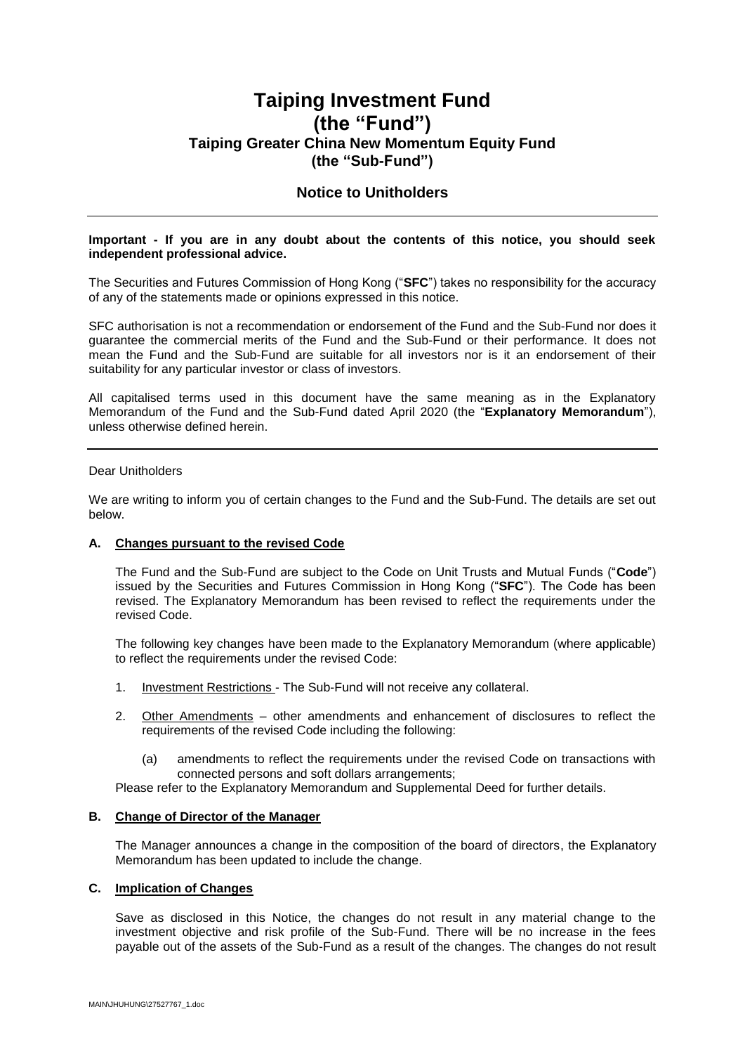# Taiping Investment Fund
# (the "Fund")
## Taiping Greater China New Momentum Equity Fund
## (the "Sub-Fund")

### Notice to Unitholders

---

**Important - If you are in any doubt about the contents of this notice, you should seek independent professional advice.**

The Securities and Futures Commission of Hong Kong ("**SFC**") takes no responsibility for the accuracy of any of the statements made or opinions expressed in this notice.

SFC authorisation is not a recommendation or endorsement of the Fund and the Sub-Fund nor does it guarantee the commercial merits of the Fund and the Sub-Fund or their performance. It does not mean the Fund and the Sub-Fund are suitable for all investors nor is it an endorsement of their suitability for any particular investor or class of investors.

All capitalised terms used in this document have the same meaning as in the Explanatory Memorandum of the Fund and the Sub-Fund dated April 2020 (the "**Explanatory Memorandum**"), unless otherwise defined herein.

---

Dear Unitholders

We are writing to inform you of certain changes to the Fund and the Sub-Fund. The details are set out below.

**A. Changes pursuant to the revised Code**

The Fund and the Sub-Fund are subject to the Code on Unit Trusts and Mutual Funds ("**Code**") issued by the Securities and Futures Commission in Hong Kong ("**SFC**"). The Code has been revised. The Explanatory Memorandum has been revised to reflect the requirements under the revised Code.

The following key changes have been made to the Explanatory Memorandum (where applicable) to reflect the requirements under the revised Code:

1. Investment Restrictions - The Sub-Fund will not receive any collateral.
2. Other Amendments – other amendments and enhancement of disclosures to reflect the requirements of the revised Code including the following:
   (a) amendments to reflect the requirements under the revised Code on transactions with connected persons and soft dollars arrangements;

Please refer to the Explanatory Memorandum and Supplemental Deed for further details.

**B. Change of Director of the Manager**

The Manager announces a change in the composition of the board of directors, the Explanatory Memorandum has been updated to include the change.

**C. Implication of Changes**

Save as disclosed in this Notice, the changes do not result in any material change to the investment objective and risk profile of the Sub-Fund. There will be no increase in the fees payable out of the assets of the Sub-Fund as a result of the changes. The changes do not result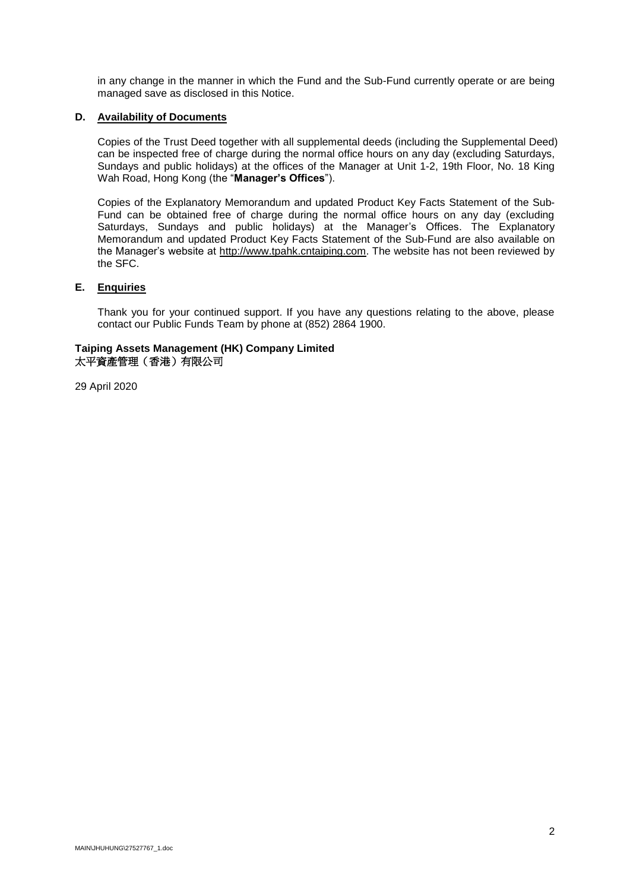in any change in the manner in which the Fund and the Sub-Fund currently operate or are being managed save as disclosed in this Notice.

**D. Availability of Documents**

Copies of the Trust Deed together with all supplemental deeds (including the Supplemental Deed) can be inspected free of charge during the normal office hours on any day (excluding Saturdays, Sundays and public holidays) at the offices of the Manager at Unit 1-2, 19th Floor, No. 18 King Wah Road, Hong Kong (the "**Manager's Offices**").

Copies of the Explanatory Memorandum and updated Product Key Facts Statement of the Sub-Fund can be obtained free of charge during the normal office hours on any day (excluding Saturdays, Sundays and public holidays) at the Manager's Offices. The Explanatory Memorandum and updated Product Key Facts Statement of the Sub-Fund are also available on the Manager's website at http://www.tpahk.cntaiping.com. The website has not been reviewed by the SFC.

**E. Enquiries**

Thank you for your continued support. If you have any questions relating to the above, please contact our Public Funds Team by phone at (852) 2864 1900.

**Taiping Assets Management (HK) Company Limited**
**太平資產管理（香港）有限公司**

29 April 2020

MAIN\JHUHUNG\27527767_1.doc